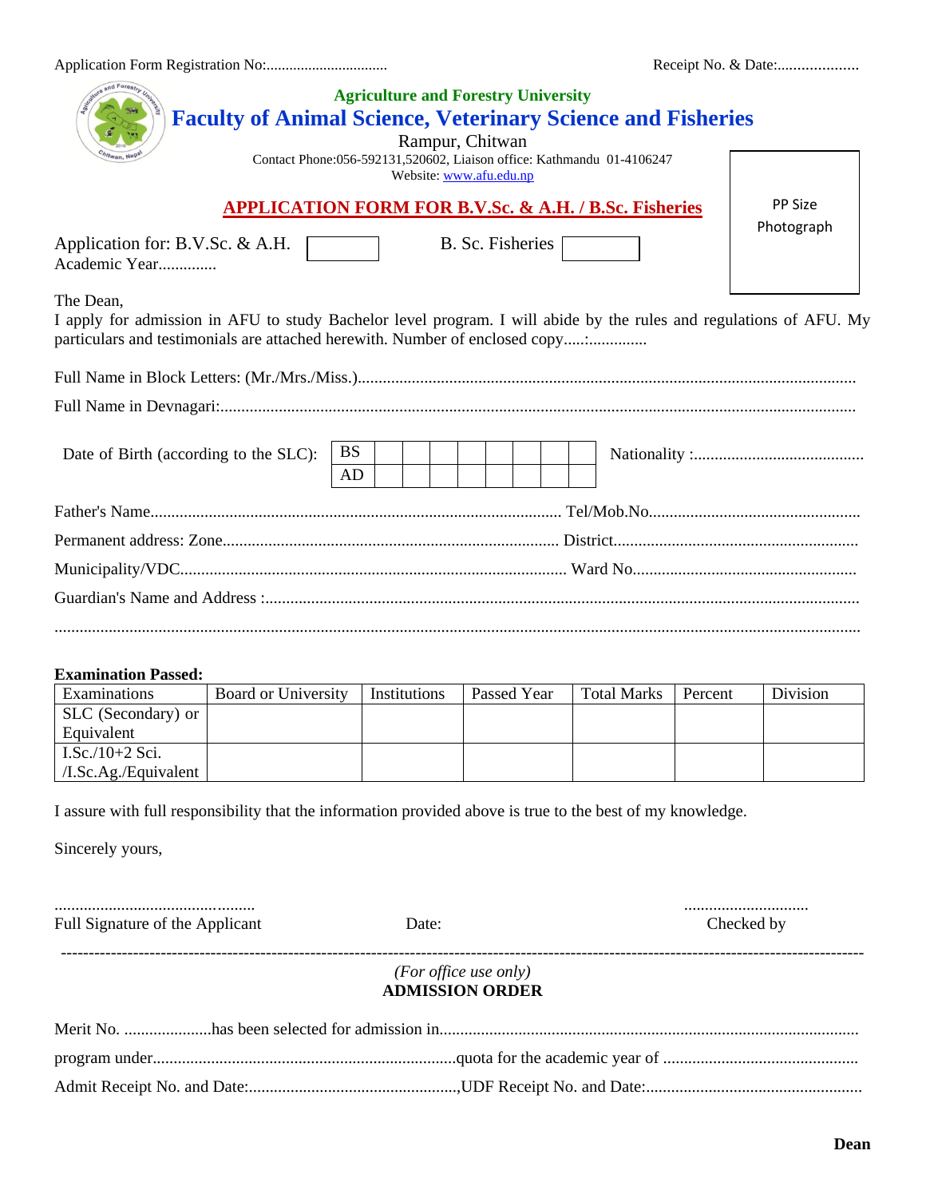Application Form Registration No:................................ Receipt No. & Date:....................

**Agriculture and Forestry University**

# Faculty of Animal Science, Veterinary Science and Fisheries

Rampur, Chitwan

Contact Phone:056-592131,520602, Liaison office: Kathmandu 01-4106247

Website: www.afu.edu.np

PP Size Photograph

## APPLICATION FORM FOR B.V.Sc. & A.H. / B.Sc. Fisheries

Application for: B.V.Sc. & A.H. ☐ B. Sc. Fisheries ☐

Academic Year.............

The Dean,

I apply for admission in AFU to study Bachelor level program. I will abide by the rules and regulations of AFU. My particulars and testimonials are attached herewith. Number of enclosed copy.....:..............

Full Name in Block Letters: (Mr./Mrs./Miss.)..........................................................................................................................

Full Name in Devnagari:..........................................................................................................................................................

Date of Birth (according to the SLC):

| BS | | | | | | | | |
|---|---|---|---|---|---|---|---|---|
| AD | | | | | | | | |

Nationality :.........................................

Father's Name.................................................................................................. Tel/Mob.No..................................................

Permanent address: Zone................................................................................ District..........................................................

Municipality/VDC............................................................................................ Ward No.....................................................

Guardian's Name and Address :.............................................................................................................................................

.................................................................................................................................................................................................

**Examination Passed:**

| Examinations | Board or University | Institutions | Passed Year | Total Marks | Percent | Division |
|---|---|---|---|---|---|---|
| SLC (Secondary) or Equivalent | | | | | | |
| I.Sc./10+2 Sci. /I.Sc.Ag./Equivalent | | | | | | |

I assure with full responsibility that the information provided above is true to the best of my knowledge.

Sincerely yours,

................................................ ..............................

Full Signature of the Applicant Date: Checked by

---

*(For office use only)*

**ADMISSION ORDER**

Merit No. .....................has been selected for admission in...................................................................................................

program under........................................................................quota for the academic year of ..............................................

Admit Receipt No. and Date:..................................................,UDF Receipt No. and Date:...................................................

**Dean**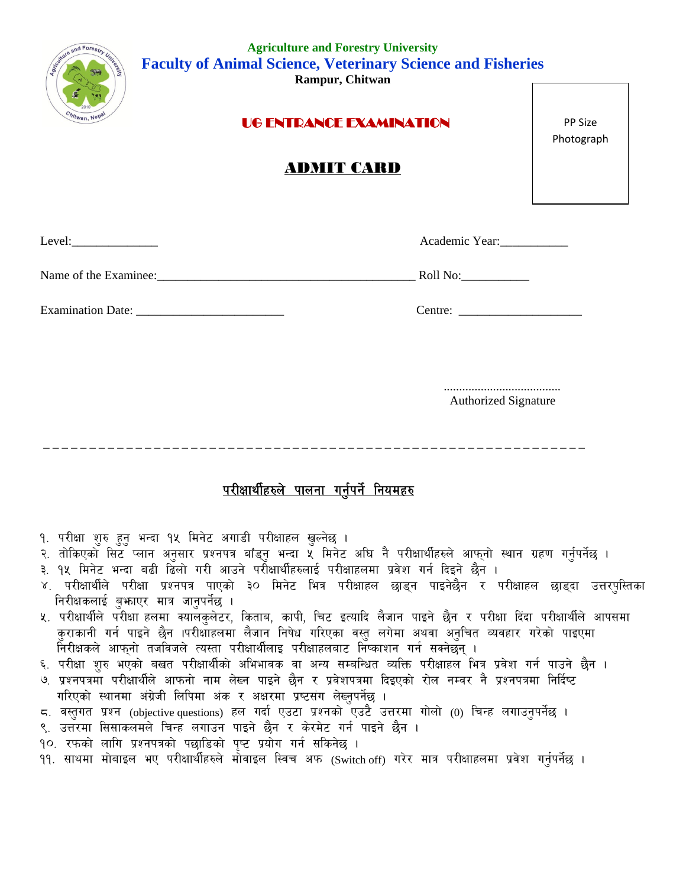**Agriculture and Forestry University**

# Faculty of Animal Science, Veterinary Science and Fisheries

**Rampur, Chitwan**

## UG ENTRANCE EXAMINATION

## ADMIT CARD

PP Size Photograph

Level:______________ Academic Year:___________

Name of the Examinee:_________________________________________ Roll No:___________

Examination Date: ________________________ Centre: ____________________

......................................

Authorized Signature

---

## परीक्षार्थीहरुले पालना गर्नुपर्ने नियमहरु

१. परीक्षा शुरु हुनु भन्दा १५ मिनेट अगाडी परीक्षाहल खुल्नेछ ।
२. तोकिएको सिट प्लान अनुसार प्रश्नपत्र बाँड्नु भन्दा ५ मिनेट अघि नै परीक्षार्थीहरुले आफ्नो स्थान ग्रहण गर्नुपर्नेछ ।
३. १५ मिनेट भन्दा बढी ढिलो गरी आउने परीक्षार्थीहरुलाई परीक्षाहलमा प्रवेश गर्न दिइने छैन ।
४. परीक्षार्थीले परीक्षा प्रश्नपत्र पाएको ३० मिनेट भित्र परीक्षाहल छाड्न पाइनेछैन र परीक्षाहल छाड्दा उत्तरपुस्तिका निरीक्षकलाई बुझाएर मात्र जानुपर्नेछ ।
५. परीक्षार्थीले परीक्षा हलमा क्यालकुलेटर, किताब, कापी, चिट इत्यादि लैजान पाइने छैन र परीक्षा दिंदा परीक्षार्थीले आपसमा कुराकानी गर्न पाइने छैन ।परीक्षाहलमा लैजान निषेध गरिएका वस्तु लगेमा अथवा अनुचित व्यवहार गरेको पाइएमा निरीक्षकले आफ्नो तजविजले त्यस्ता परीक्षार्थीलाइ परीक्षाहलबाट निष्काशन गर्न सक्नेछन् ।
६. परीक्षा शुरु भएको बखत परीक्षार्थीको अभिभावक वा अन्य सम्बन्धित व्यक्ति परीक्षाहल भित्र प्रवेश गर्न पाउने छैन ।
७. प्रश्नपत्रमा परीक्षार्थीले आफनो नाम लेख्न पाइने छैन र प्रवेशपत्रमा दिइएको रोल नम्वर नै प्रश्नपत्रमा निर्दिष्ट गरिएको स्थानमा अंग्रेजी लिपिमा अंक र अक्षरमा प्रष्टसंग लेख्नुपर्नेछ ।
८. वस्तुगत प्रश्न (objective questions) हल गर्दा एउटा प्रश्नको एउटै उत्तरमा गोलो (0) चिन्ह लगाउनुपर्नेछ ।
९. उत्तरमा सिसाकलमले चिन्ह लगाउन पाइने छैन र केरमेट गर्न पाइने छैन ।
१०. रफको लागि प्रश्नपत्रको पछाडिको पृष्ट प्रयोग गर्न सकिनेछ ।
११. साथमा मोबाइल भए परीक्षार्थीहरुले मोबाइल स्विच अफ (Switch off) गरेर मात्र परीक्षाहलमा प्रवेश गर्नुपर्नेछ ।